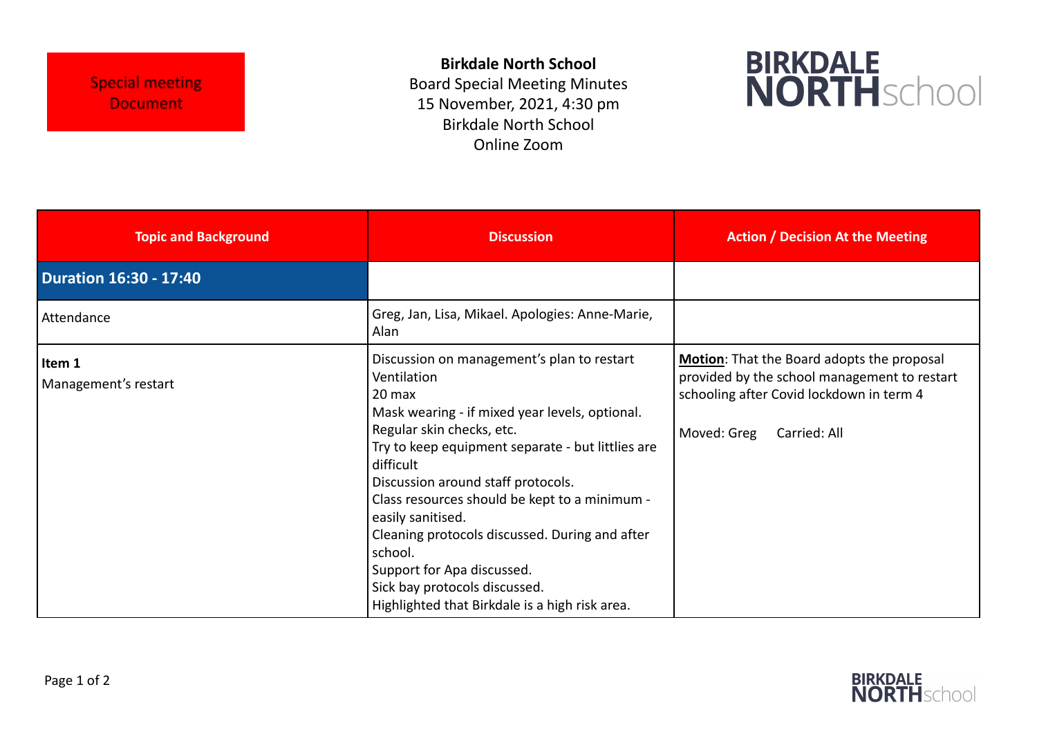Special meeting Document

**Birkdale North School**
Board Special Meeting Minutes
15 November, 2021, 4:30 pm
Birkdale North School
Online Zoom

BIRKDALE NORTHschool

| Topic and Background | Discussion | Action / Decision At the Meeting |
|---|---|---|
| **Duration 16:30 - 17:40** | | |
| Attendance | Greg, Jan, Lisa, Mikael. Apologies: Anne-Marie, Alan | |
| **Item 1**<br>Management's restart | Discussion on management's plan to restart<br>Ventilation<br>20 max<br>Mask wearing - if mixed year levels, optional.<br>Regular skin checks, etc.<br>Try to keep equipment separate - but littlies are difficult<br>Discussion around staff protocols.<br>Class resources should be kept to a minimum - easily sanitised.<br>Cleaning protocols discussed. During and after school.<br>Support for Apa discussed.<br>Sick bay protocols discussed.<br>Highlighted that Birkdale is a high risk area. | **Motion**: That the Board adopts the proposal provided by the school management to restart schooling after Covid lockdown in term 4<br><br>Moved: Greg     Carried: All |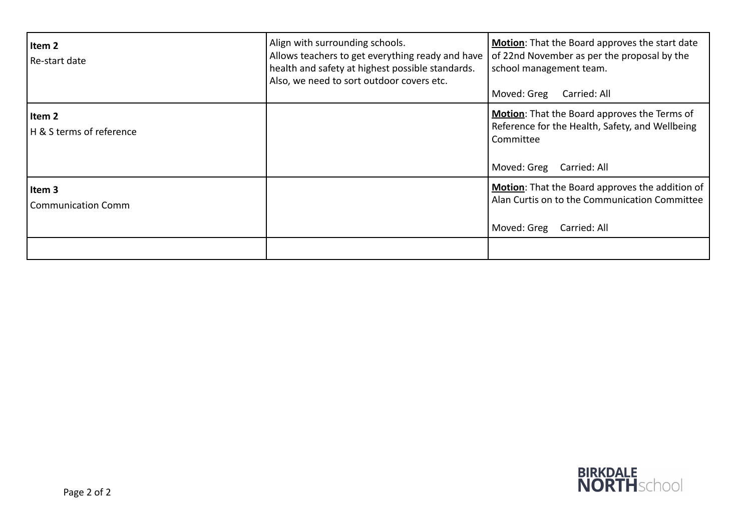| | | |
|---|---|---|
| **Item 2**<br>Re-start date | Align with surrounding schools.<br>Allows teachers to get everything ready and have health and safety at highest possible standards.<br>Also, we need to sort outdoor covers etc. | **Motion**: That the Board approves the start date of 22nd November as per the proposal by the school management team.<br><br>Moved: Greg Carried: All |
| **Item 2**<br>H & S terms of reference | | **Motion**: That the Board approves the Terms of Reference for the Health, Safety, and Wellbeing Committee<br><br>Moved: Greg Carried: All |
| **Item 3**<br>Communication Comm | | **Motion**: That the Board approves the addition of Alan Curtis on to the Communication Committee<br><br>Moved: Greg Carried: All |
| | | |